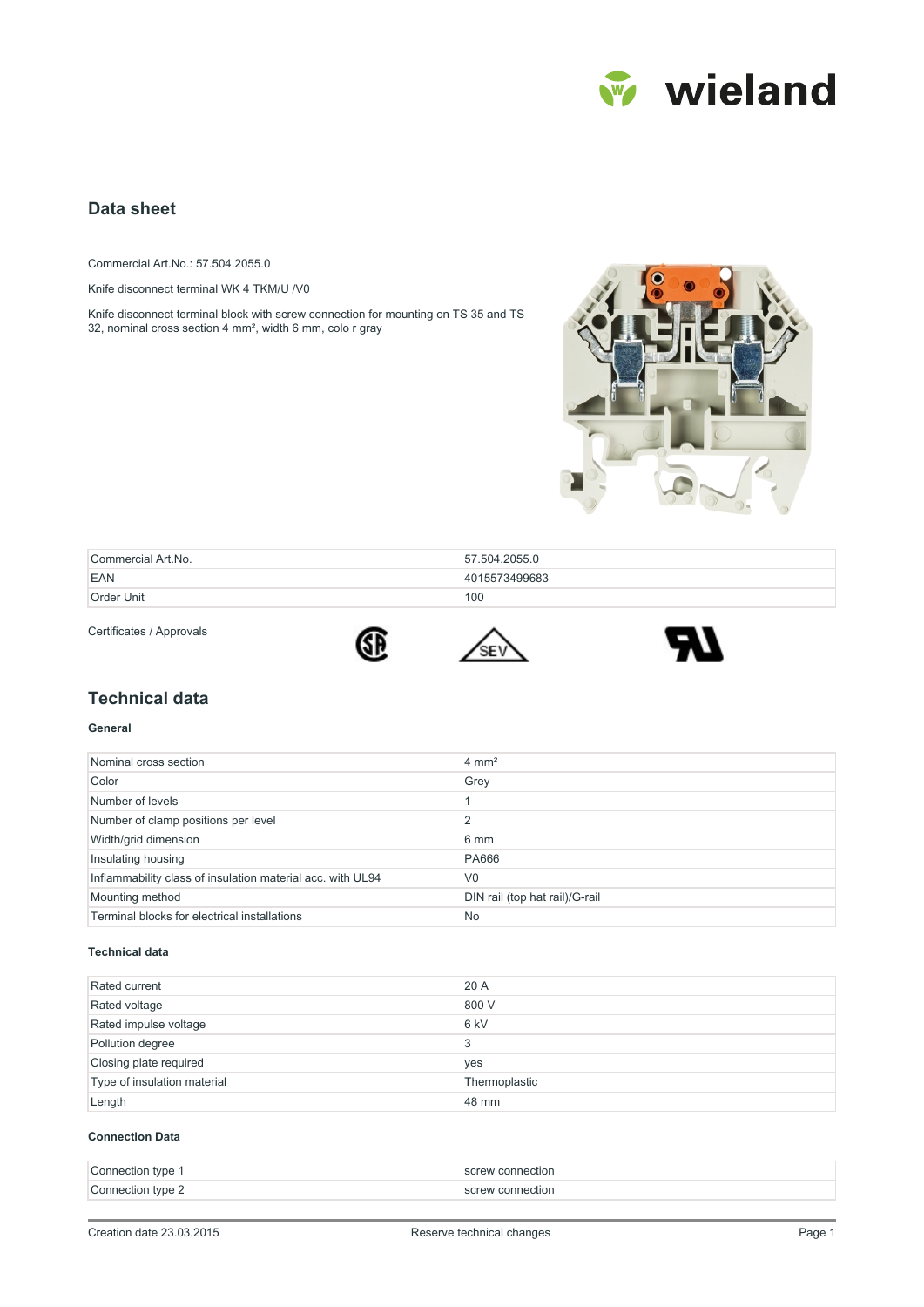wieland

## Data sheet

Commercial Art.No.: 57.504.2055.0

Knife disconnect terminal WK 4 TKM/U /V0

Knife disconnect terminal block with screw connection for mounting on TS 35 and TS 32, nominal cross section 4 mm², width 6 mm, colo r gray

| Commercial Art.No. | 57.504.2055.0 |
|---|---|
| EAN | 4015573499683 |
| Order Unit | 100 |

Certificates / Approvals

## Technical data

### General

| Nominal cross section | 4 mm² |
|---|---|
| Color | Grey |
| Number of levels | 1 |
| Number of clamp positions per level | 2 |
| Width/grid dimension | 6 mm |
| Insulating housing | PA666 |
| Inflammability class of insulation material acc. with UL94 | V0 |
| Mounting method | DIN rail (top hat rail)/G-rail |
| Terminal blocks for electrical installations | No |

### Technical data

| Rated current | 20 A |
|---|---|
| Rated voltage | 800 V |
| Rated impulse voltage | 6 kV |
| Pollution degree | 3 |
| Closing plate required | yes |
| Type of insulation material | Thermoplastic |
| Length | 48 mm |

### Connection Data

| Connection type 1 | screw connection |
|---|---|
| Connection type 2 | screw connection |

Creation date 23.03.2015 Reserve technical changes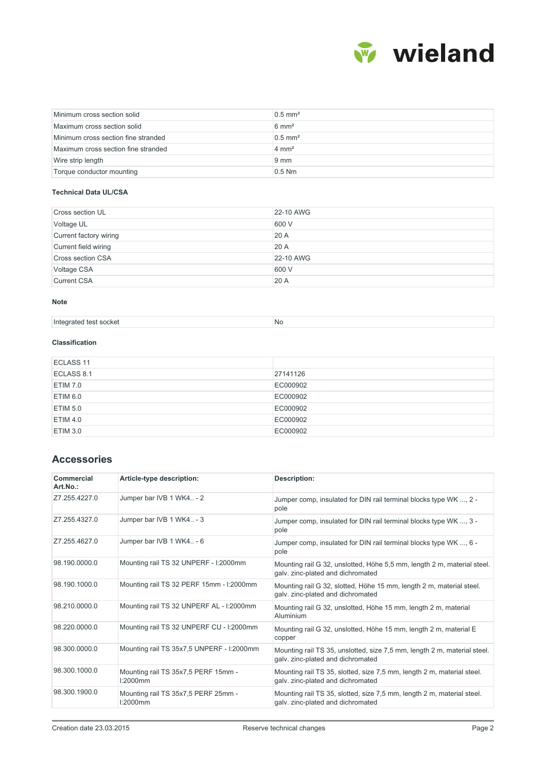| Minimum cross section solid | 0.5 mm² |
|---|---|
| Maximum cross section solid | 6 mm² |
| Minimum cross section fine stranded | 0.5 mm² |
| Maximum cross section fine stranded | 4 mm² |
| Wire strip length | 9 mm |
| Torque conductor mounting | 0.5 Nm |

### Technical Data UL/CSA

| Cross section UL | 22-10 AWG |
|---|---|
| Voltage UL | 600 V |
| Current factory wiring | 20 A |
| Current field wiring | 20 A |
| Cross section CSA | 22-10 AWG |
| Voltage CSA | 600 V |
| Current CSA | 20 A |

### Note

| Integrated test socket | No |
|---|---|

### Classification

| ECLASS 11 | |
|---|---|
| ECLASS 8.1 | 27141126 |
| ETIM 7.0 | EC000902 |
| ETIM 6.0 | EC000902 |
| ETIM 5.0 | EC000902 |
| ETIM 4.0 | EC000902 |
| ETIM 3.0 | EC000902 |

## Accessories

| Commercial Art.No.: | Article-type description: | Description: |
|---|---|---|
| Z7.255.4227.0 | Jumper bar IVB 1 WK4.. - 2 | Jumper comp, insulated for DIN rail terminal blocks type WK ..., 2 - pole |
| Z7.255.4327.0 | Jumper bar IVB 1 WK4.. - 3 | Jumper comp, insulated for DIN rail terminal blocks type WK ..., 3 - pole |
| Z7.255.4627.0 | Jumper bar IVB 1 WK4.. - 6 | Jumper comp, insulated for DIN rail terminal blocks type WK ..., 6 - pole |
| 98.190.0000.0 | Mounting rail TS 32 UNPERF - l:2000mm | Mounting rail G 32, unslotted, Höhe 5,5 mm, length 2 m, material steel. galv. zinc-plated and dichromated |
| 98.190.1000.0 | Mounting rail TS 32 PERF 15mm - l:2000mm | Mounting rail G 32, slotted, Höhe 15 mm, length 2 m, material steel. galv. zinc-plated and dichromated |
| 98.210.0000.0 | Mounting rail TS 32 UNPERF AL - l:2000mm | Mounting rail G 32, unslotted, Höhe 15 mm, length 2 m, material Aluminium |
| 98.220.0000.0 | Mounting rail TS 32 UNPERF CU - l:2000mm | Mounting rail G 32, unslotted, Höhe 15 mm, length 2 m, material E copper |
| 98.300.0000.0 | Mounting rail TS 35x7,5 UNPERF - l:2000mm | Mounting rail TS 35, unslotted, size 7,5 mm, length 2 m, material steel. galv. zinc-plated and dichromated |
| 98.300.1000.0 | Mounting rail TS 35x7,5 PERF 15mm - l:2000mm | Mounting rail TS 35, slotted, size 7,5 mm, length 2 m, material steel. galv. zinc-plated and dichromated |
| 98.300.1900.0 | Mounting rail TS 35x7,5 PERF 25mm - l:2000mm | Mounting rail TS 35, slotted, size 7,5 mm, length 2 m, material steel. galv. zinc-plated and dichromated |

Creation date 23.03.2015 | Reserve technical changes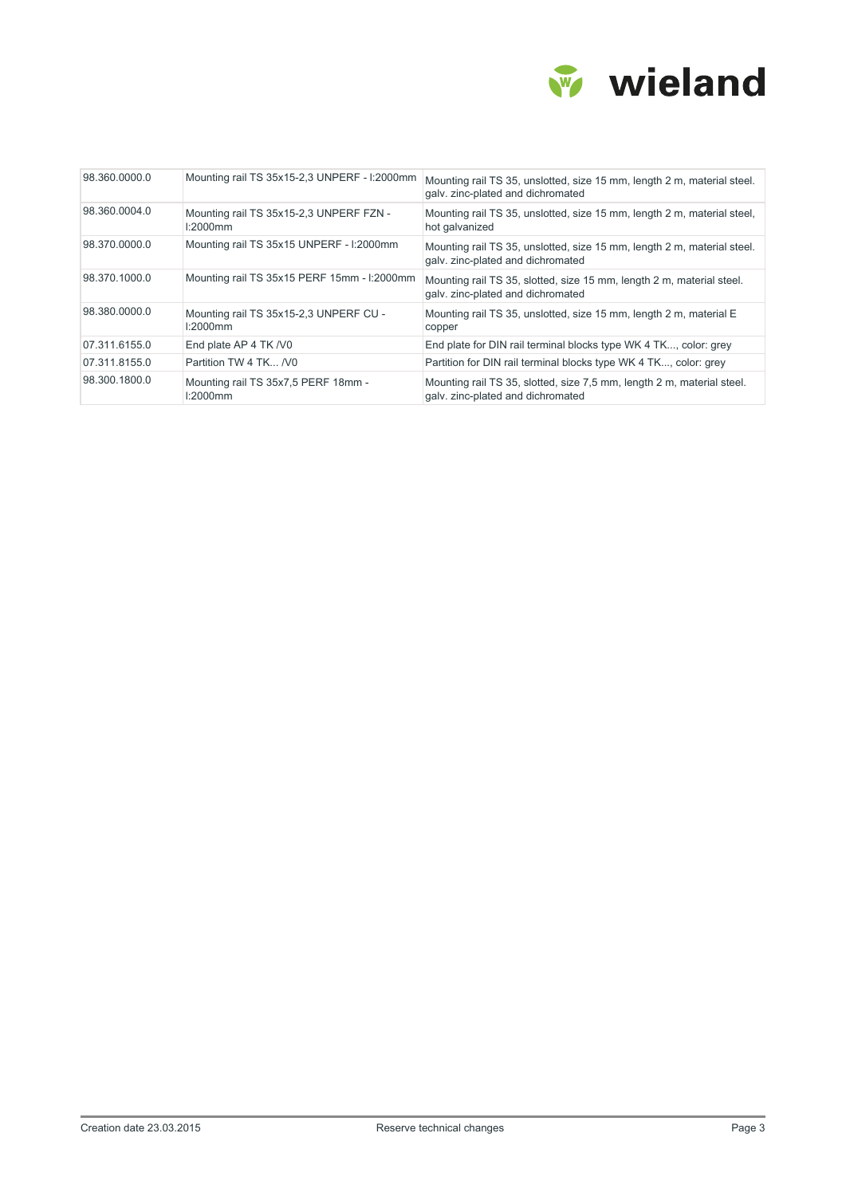| 98.360.0000.0 | Mounting rail TS 35x15-2,3 UNPERF - l:2000mm | Mounting rail TS 35, unslotted, size 15 mm, length 2 m, material steel. galv. zinc-plated and dichromated |
|---|---|---|
| 98.360.0004.0 | Mounting rail TS 35x15-2,3 UNPERF FZN - l:2000mm | Mounting rail TS 35, unslotted, size 15 mm, length 2 m, material steel, hot galvanized |
| 98.370.0000.0 | Mounting rail TS 35x15 UNPERF - l:2000mm | Mounting rail TS 35, unslotted, size 15 mm, length 2 m, material steel. galv. zinc-plated and dichromated |
| 98.370.1000.0 | Mounting rail TS 35x15 PERF 15mm - l:2000mm | Mounting rail TS 35, slotted, size 15 mm, length 2 m, material steel. galv. zinc-plated and dichromated |
| 98.380.0000.0 | Mounting rail TS 35x15-2,3 UNPERF CU - l:2000mm | Mounting rail TS 35, unslotted, size 15 mm, length 2 m, material E copper |
| 07.311.6155.0 | End plate AP 4 TK /V0 | End plate for DIN rail terminal blocks type WK 4 TK..., color: grey |
| 07.311.8155.0 | Partition TW 4 TK... /V0 | Partition for DIN rail terminal blocks type WK 4 TK..., color: grey |
| 98.300.1800.0 | Mounting rail TS 35x7,5 PERF 18mm - l:2000mm | Mounting rail TS 35, slotted, size 7,5 mm, length 2 m, material steel. galv. zinc-plated and dichromated |

Creation date 23.03.2015 — Reserve technical changes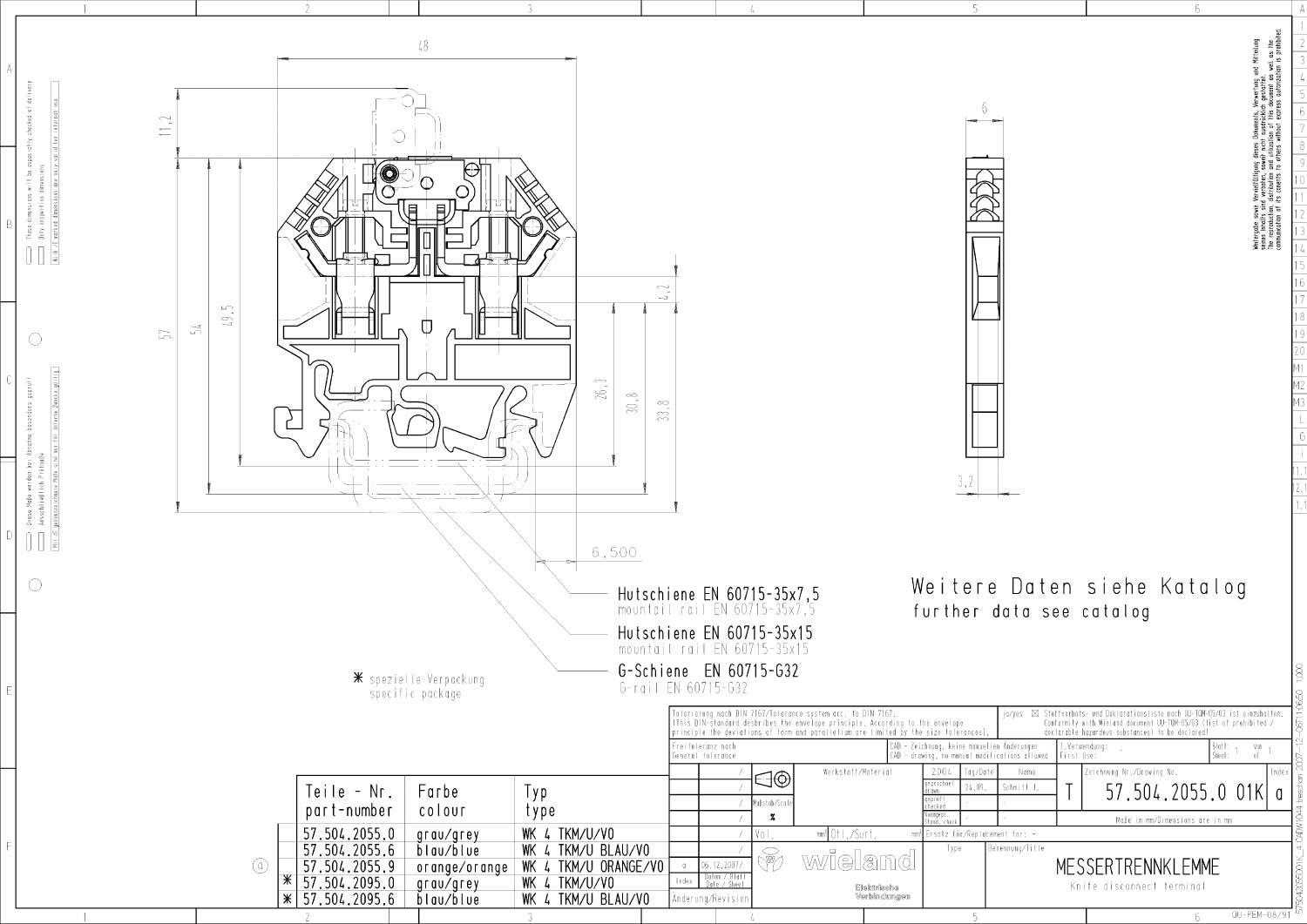48

11,2

57

54

49,5

4,2

26,3

30,8

33,8

6

3,2

6,500

Hutschiene EN 60715-35x7,5
mountail rail EN 60715-35x7,5

Hutschiene EN 60715-35x15
mountail rail EN 60715-35x15

G-Schiene EN 60715-G32
G-rail EN 60715-G32

Weitere Daten siehe Katalog
further data see catalog

* spezielle Verpackung
specific package

Diese Maße werden bei Abnahme besonders geprüft
These dimensions will be especially checked at delivery

Ausschließlich Prüfmaße
Only inspection dimensions

Mit ⓐ gekennzeichnete Maße sind nur für interne Zwecke gültig
With ⓐ marked dimensions are only valid for internal use

Weitergabe sowie Vervielfältigung dieses Dokuments, Verwertung und Mitteilung seines Inhalts sind verboten, soweit nicht ausdrücklich gestattet.
The reproduction, distribution and utilization of this document as well as the communication of its contents to others without express authorization is prohibited.

| | Teile - Nr. part-number | Farbe colour | Typ type |
|---|---|---|---|
| | 57.504.2055.0 | grau/grey | WK 4 TKM/U/V0 |
| | 57.504.2055.6 | blau/blue | WK 4 TKM/U BLAU/V0 |
| ⓐ | 57.504.2055.9 | orange/orange | WK 4 TKM/U ORANGE/V0 |
| * | 57.504.2095.0 | grau/grey | WK 4 TKM/U/V0 |
| * | 57.504.2095.6 | blau/blue | WK 4 TKM/U BLAU/V0 |

Tolerierung nach DIN 7167/Tolerance system acc. to DIN 7167.
(This DIN-standard desbribes the envelope principle. According to the envelope principle the deviations of form and parallelism are limited by the size tolerances).

ja/yes ☒ Stoffverbots- und Deklarationsliste nach UU-TQM-05/03 ist einzuhalten.
Conformity with Wieland document UU-TQM-05/03 (list of prohibited / declarable hazardous substances) to be declared!

Freitoleranz nach / General tolerance

CAD - Zeichnung, keine manuellen Änderungen
CAD - drawing, no manual modifications allowed

1.Verwendung: / First Use: -

Blatt: / Sheet: 1 von / of: 1

Maßstab/Scale: %

Werkstoff/Material

Vol. mm³ Ofl./Surf. mm²

| | 2004 | Tag/Date | Name |
|---|---|---|---|
| gezeichnet / drawn | | 24.09. | Schmitt J. |
| geprüft / checked | | - | - |
| Normgepr. / Stand. check | | - | - |

T

Zeichnung Nr./Drawing No.: 57.504.2055.0 01K

Index: a

Made in mm/Dimensions are in mm

Ersatz für/Replacement for: -

| Index | Datum / Blatt (Date / Sheet) |
|---|---|
| a | 06.12.2007/ |

Änderung/Revision

wieland
Elektrische Verbindungen

Type

Benennung/Title
MESSERTRENNKLEMME
Knife disconnect terminal

QU-PEM-08/91